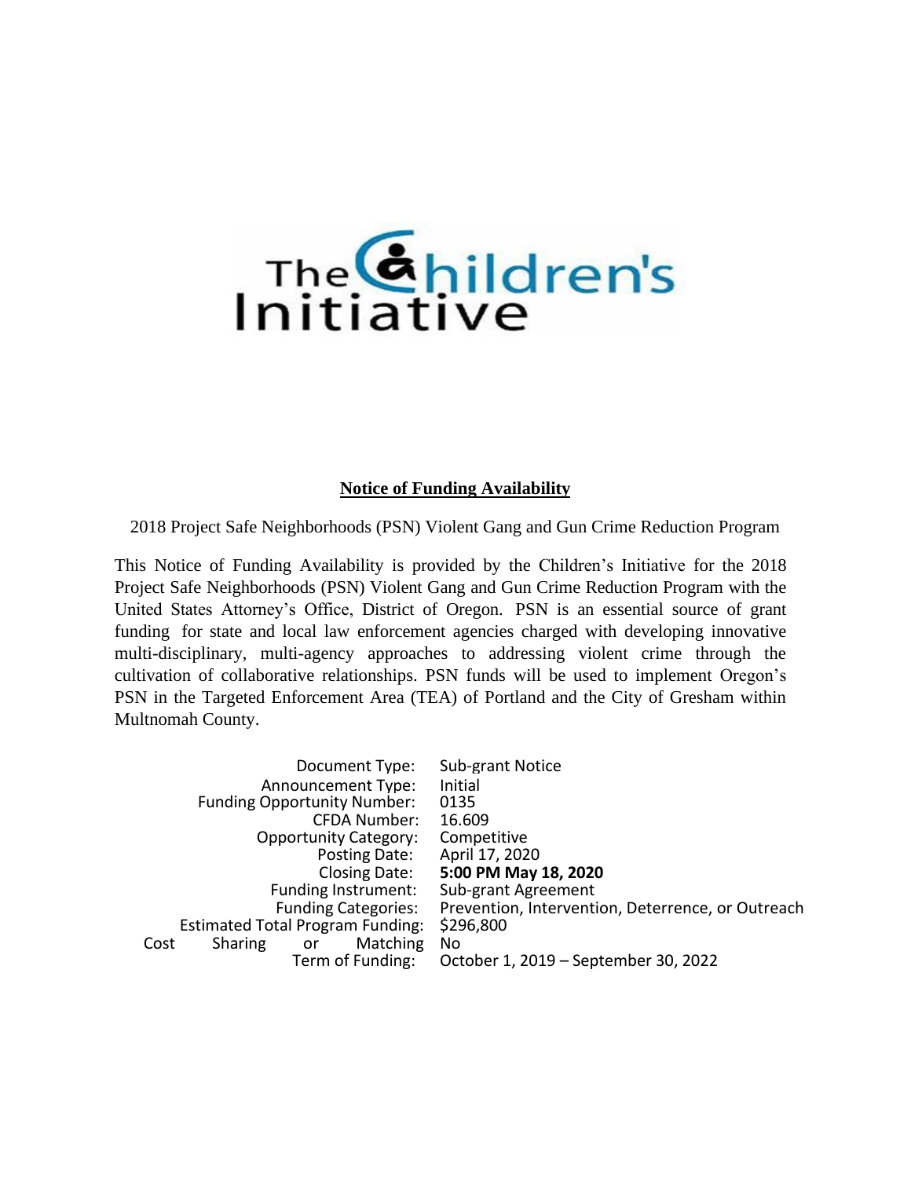The Children's Initiative

**Notice of Funding Availability**

2018 Project Safe Neighborhoods (PSN) Violent Gang and Gun Crime Reduction Program

This Notice of Funding Availability is provided by the Children's Initiative for the 2018 Project Safe Neighborhoods (PSN) Violent Gang and Gun Crime Reduction Program with the United States Attorney's Office, District of Oregon. PSN is an essential source of grant funding for state and local law enforcement agencies charged with developing innovative multi-disciplinary, multi-agency approaches to addressing violent crime through the cultivation of collaborative relationships. PSN funds will be used to implement Oregon's PSN in the Targeted Enforcement Area (TEA) of Portland and the City of Gresham within Multnomah County.

| | |
|---|---|
| Document Type: | Sub-grant Notice |
| Announcement Type: | Initial |
| Funding Opportunity Number: | 0135 |
| CFDA Number: | 16.609 |
| Opportunity Category: | Competitive |
| Posting Date: | April 17, 2020 |
| Closing Date: | **5:00 PM May 18, 2020** |
| Funding Instrument: | Sub-grant Agreement |
| Funding Categories: | Prevention, Intervention, Deterrence, or Outreach |
| Estimated Total Program Funding: | $296,800 |
| Cost Sharing or Matching | No |
| Term of Funding: | October 1, 2019 – September 30, 2022 |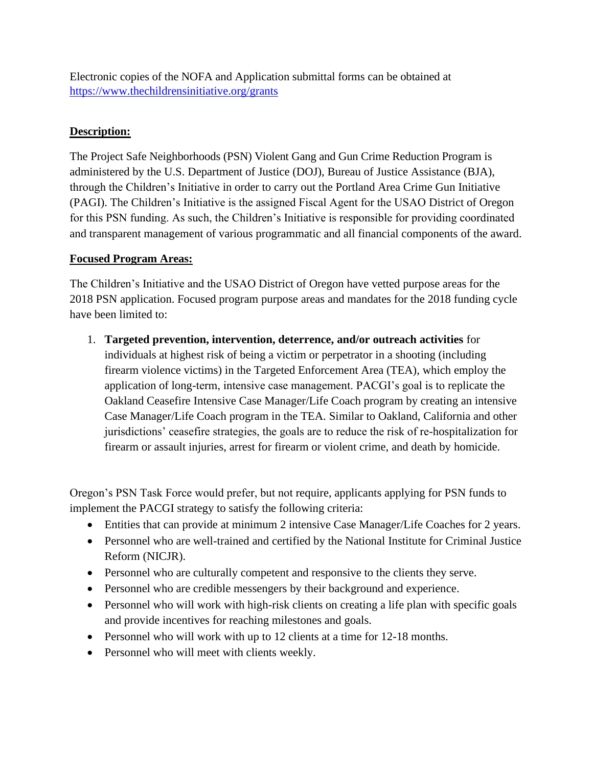Electronic copies of the NOFA and Application submittal forms can be obtained at https://www.thechildrensinitiative.org/grants

**Description:**

The Project Safe Neighborhoods (PSN) Violent Gang and Gun Crime Reduction Program is administered by the U.S. Department of Justice (DOJ), Bureau of Justice Assistance (BJA), through the Children's Initiative in order to carry out the Portland Area Crime Gun Initiative (PAGI). The Children's Initiative is the assigned Fiscal Agent for the USAO District of Oregon for this PSN funding. As such, the Children's Initiative is responsible for providing coordinated and transparent management of various programmatic and all financial components of the award.

**Focused Program Areas:**

The Children's Initiative and the USAO District of Oregon have vetted purpose areas for the 2018 PSN application. Focused program purpose areas and mandates for the 2018 funding cycle have been limited to:

1. **Targeted prevention, intervention, deterrence, and/or outreach activities** for individuals at highest risk of being a victim or perpetrator in a shooting (including firearm violence victims) in the Targeted Enforcement Area (TEA), which employ the application of long-term, intensive case management. PACGI's goal is to replicate the Oakland Ceasefire Intensive Case Manager/Life Coach program by creating an intensive Case Manager/Life Coach program in the TEA. Similar to Oakland, California and other jurisdictions' ceasefire strategies, the goals are to reduce the risk of re-hospitalization for firearm or assault injuries, arrest for firearm or violent crime, and death by homicide.

Oregon's PSN Task Force would prefer, but not require, applicants applying for PSN funds to implement the PACGI strategy to satisfy the following criteria:

- Entities that can provide at minimum 2 intensive Case Manager/Life Coaches for 2 years.
- Personnel who are well-trained and certified by the National Institute for Criminal Justice Reform (NICJR).
- Personnel who are culturally competent and responsive to the clients they serve.
- Personnel who are credible messengers by their background and experience.
- Personnel who will work with high-risk clients on creating a life plan with specific goals and provide incentives for reaching milestones and goals.
- Personnel who will work with up to 12 clients at a time for 12-18 months.
- Personnel who will meet with clients weekly.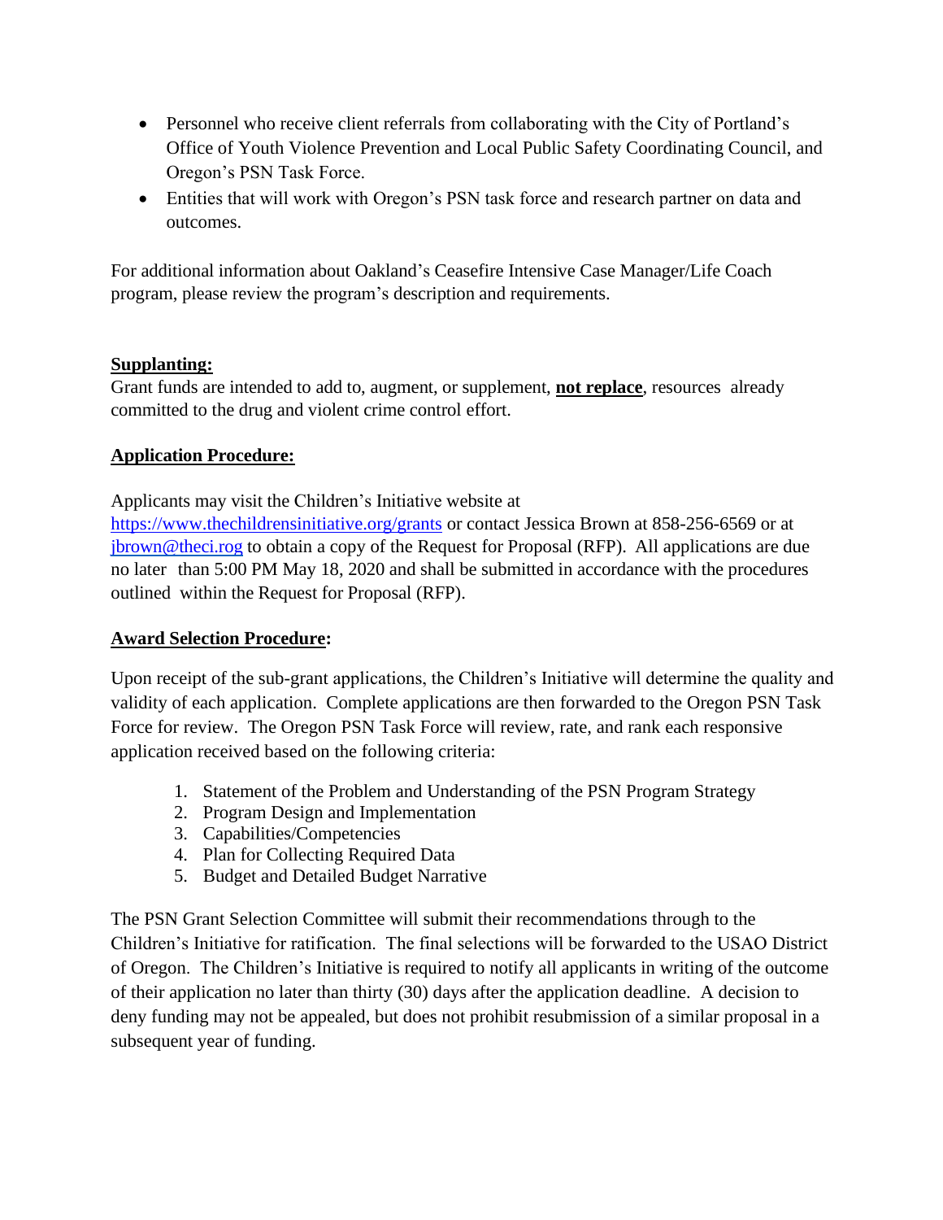- Personnel who receive client referrals from collaborating with the City of Portland's Office of Youth Violence Prevention and Local Public Safety Coordinating Council, and Oregon's PSN Task Force.
- Entities that will work with Oregon's PSN task force and research partner on data and outcomes.

For additional information about Oakland's Ceasefire Intensive Case Manager/Life Coach program, please review the program's description and requirements.

**Supplanting:**

Grant funds are intended to add to, augment, or supplement, **not replace**, resources already committed to the drug and violent crime control effort.

**Application Procedure:**

Applicants may visit the Children's Initiative website at [https://www.thechildrensinitiative.org/grants](https://www.thechildrensinitiative.org/grants) or contact Jessica Brown at 858-256-6569 or at [jbrown@theci.rog](mailto:jbrown@theci.rog) to obtain a copy of the Request for Proposal (RFP). All applications are due no later than 5:00 PM May 18, 2020 and shall be submitted in accordance with the procedures outlined within the Request for Proposal (RFP).

**Award Selection Procedure:**

Upon receipt of the sub-grant applications, the Children's Initiative will determine the quality and validity of each application. Complete applications are then forwarded to the Oregon PSN Task Force for review. The Oregon PSN Task Force will review, rate, and rank each responsive application received based on the following criteria:

1. Statement of the Problem and Understanding of the PSN Program Strategy
2. Program Design and Implementation
3. Capabilities/Competencies
4. Plan for Collecting Required Data
5. Budget and Detailed Budget Narrative

The PSN Grant Selection Committee will submit their recommendations through to the Children's Initiative for ratification. The final selections will be forwarded to the USAO District of Oregon. The Children's Initiative is required to notify all applicants in writing of the outcome of their application no later than thirty (30) days after the application deadline. A decision to deny funding may not be appealed, but does not prohibit resubmission of a similar proposal in a subsequent year of funding.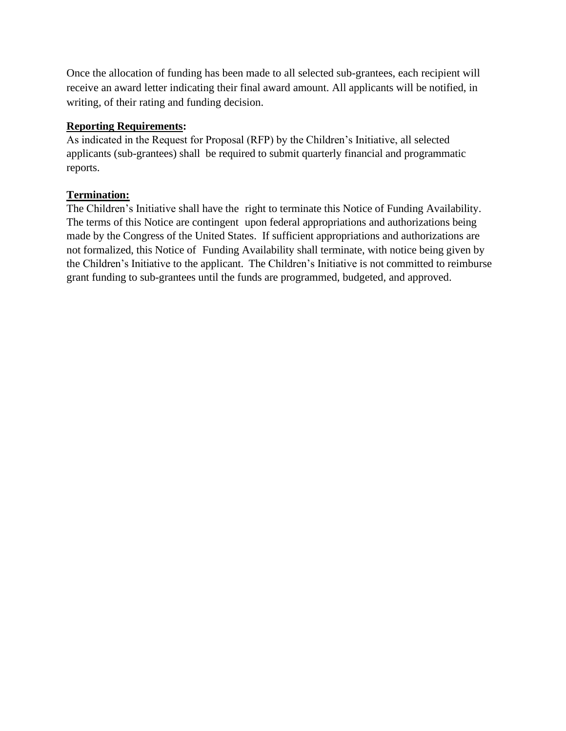Once the allocation of funding has been made to all selected sub-grantees, each recipient will receive an award letter indicating their final award amount. All applicants will be notified, in writing, of their rating and funding decision.

**Reporting Requirements:**

As indicated in the Request for Proposal (RFP) by the Children's Initiative, all selected applicants (sub-grantees) shall be required to submit quarterly financial and programmatic reports.

**Termination:**

The Children's Initiative shall have the right to terminate this Notice of Funding Availability. The terms of this Notice are contingent upon federal appropriations and authorizations being made by the Congress of the United States. If sufficient appropriations and authorizations are not formalized, this Notice of Funding Availability shall terminate, with notice being given by the Children's Initiative to the applicant. The Children's Initiative is not committed to reimburse grant funding to sub-grantees until the funds are programmed, budgeted, and approved.